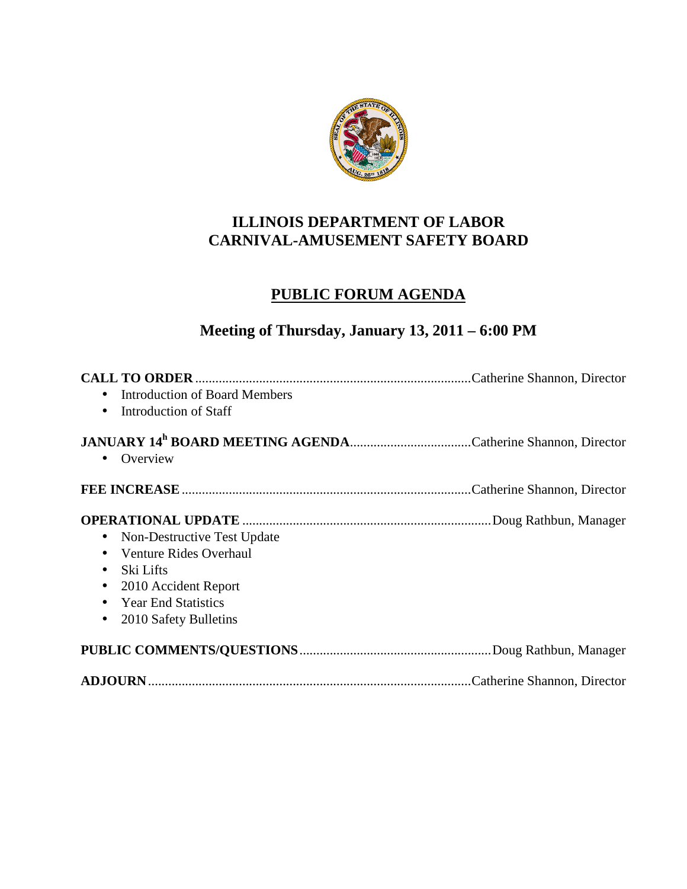# ILLINOIS DEPARTMENT OF LABOR
# CARNIVAL-AMUSEMENT SAFETY BOARD

## PUBLIC FORUM AGENDA

### Meeting of Thursday, January 13, 2011 – 6:00 PM

**CALL TO ORDER** .......... Catherine Shannon, Director

- Introduction of Board Members
- Introduction of Staff

**JANUARY 14h BOARD MEETING AGENDA** .......... Catherine Shannon, Director

- Overview

**FEE INCREASE** .......... Catherine Shannon, Director

**OPERATIONAL UPDATE** .......... Doug Rathbun, Manager

- Non-Destructive Test Update
- Venture Rides Overhaul
- Ski Lifts
- 2010 Accident Report
- Year End Statistics
- 2010 Safety Bulletins

**PUBLIC COMMENTS/QUESTIONS** .......... Doug Rathbun, Manager

**ADJOURN** .......... Catherine Shannon, Director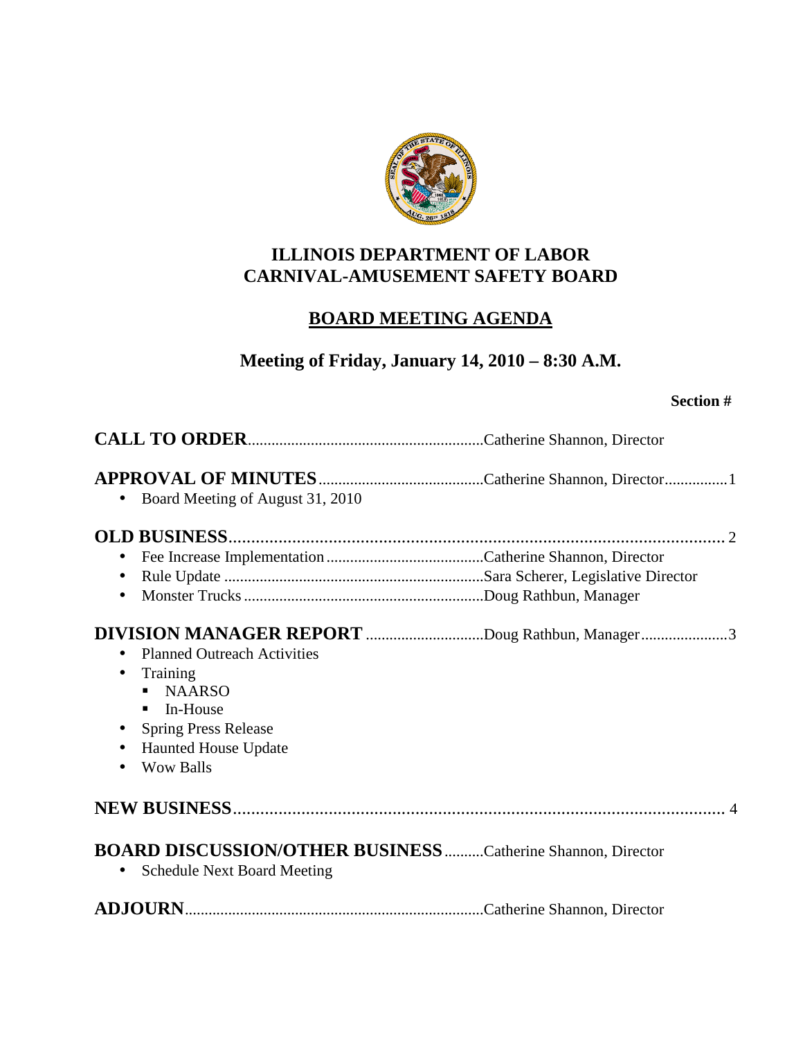# ILLINOIS DEPARTMENT OF LABOR
# CARNIVAL-AMUSEMENT SAFETY BOARD

## BOARD MEETING AGENDA

### Meeting of Friday, January 14, 2010 – 8:30 A.M.

**Section #**

**CALL TO ORDER**............................................................Catherine Shannon, Director

**APPROVAL OF MINUTES**..........................................Catherine Shannon, Director................1

- Board Meeting of August 31, 2010

**OLD BUSINESS**............................................................................................................. 2

- Fee Increase Implementation........................................Catherine Shannon, Director
- Rule Update ..................................................................Sara Scherer, Legislative Director
- Monster Trucks .............................................................Doug Rathbun, Manager

**DIVISION MANAGER REPORT** .............................Doug Rathbun, Manager......................3

- Planned Outreach Activities
- Training
  - NAARSO
  - In-House
- Spring Press Release
- Haunted House Update
- Wow Balls

**NEW BUSINESS**............................................................................................................. 4

**BOARD DISCUSSION/OTHER BUSINESS**..........Catherine Shannon, Director

- Schedule Next Board Meeting

**ADJOURN**...........................................................................Catherine Shannon, Director